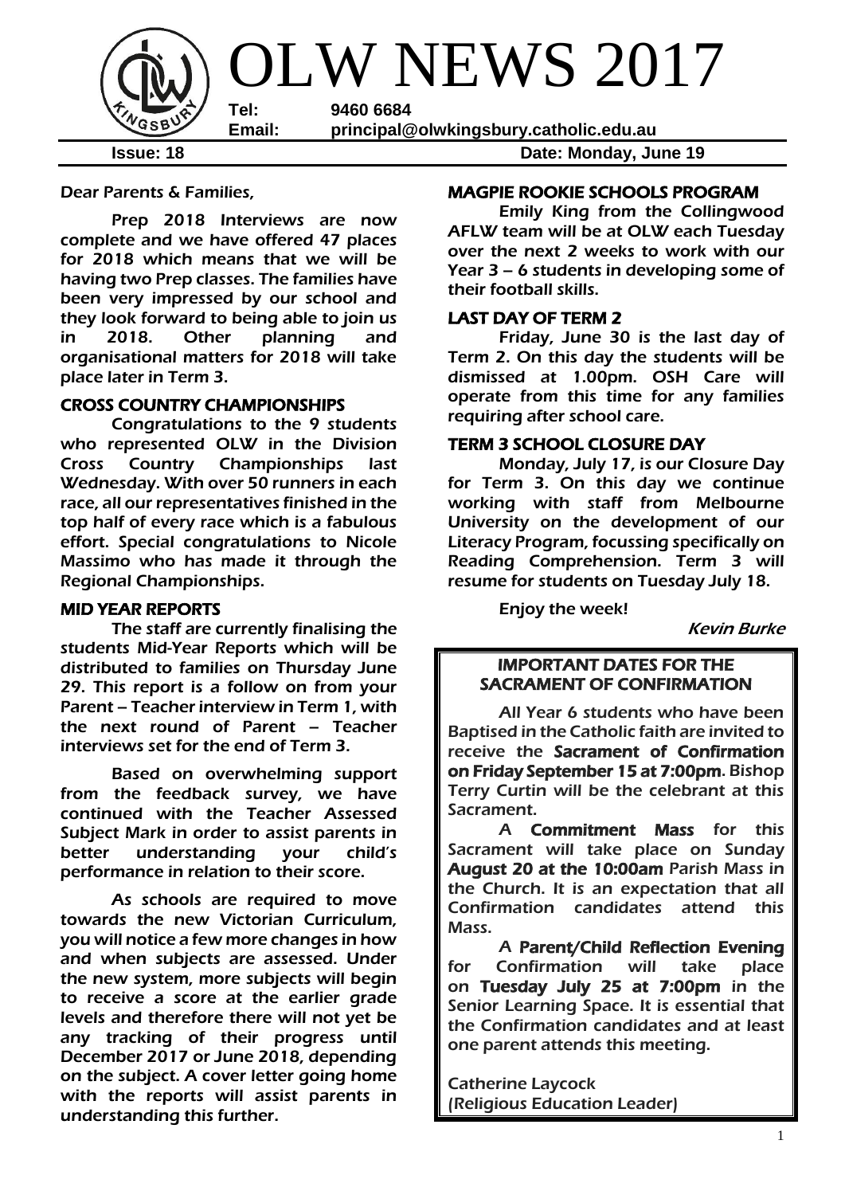# OLW NEWS 2017

**Tel:** 9460 6684
**Email:** principal@olwkingsbury.catholic.edu.au

**Issue: 18** **Date: Monday, June 19**

Dear Parents & Families,

Prep 2018 Interviews are now complete and we have offered 47 places for 2018 which means that we will be having two Prep classes. The families have been very impressed by our school and they look forward to being able to join us in 2018. Other planning and organisational matters for 2018 will take place later in Term 3.

## CROSS COUNTRY CHAMPIONSHIPS

Congratulations to the 9 students who represented OLW in the Division Cross Country Championships last Wednesday. With over 50 runners in each race, all our representatives finished in the top half of every race which is a fabulous effort. Special congratulations to Nicole Massimo who has made it through the Regional Championships.

## MID YEAR REPORTS

The staff are currently finalising the students Mid-Year Reports which will be distributed to families on Thursday June 29. This report is a follow on from your Parent – Teacher interview in Term 1, with the next round of Parent – Teacher interviews set for the end of Term 3.

Based on overwhelming support from the feedback survey, we have continued with the Teacher Assessed Subject Mark in order to assist parents in better understanding your child's performance in relation to their score.

As schools are required to move towards the new Victorian Curriculum, you will notice a few more changes in how and when subjects are assessed. Under the new system, more subjects will begin to receive a score at the earlier grade levels and therefore there will not yet be any tracking of their progress until December 2017 or June 2018, depending on the subject. A cover letter going home with the reports will assist parents in understanding this further.

## MAGPIE ROOKIE SCHOOLS PROGRAM

Emily King from the Collingwood AFLW team will be at OLW each Tuesday over the next 2 weeks to work with our Year 3 – 6 students in developing some of their football skills.

## LAST DAY OF TERM 2

Friday, June 30 is the last day of Term 2. On this day the students will be dismissed at 1.00pm. OSH Care will operate from this time for any families requiring after school care.

## TERM 3 SCHOOL CLOSURE DAY

Monday, July 17, is our Closure Day for Term 3. On this day we continue working with staff from Melbourne University on the development of our Literacy Program, focussing specifically on Reading Comprehension. Term 3 will resume for students on Tuesday July 18.

Enjoy the week!

*Kevin Burke*

## IMPORTANT DATES FOR THE SACRAMENT OF CONFIRMATION

All Year 6 students who have been Baptised in the Catholic faith are invited to receive the **Sacrament of Confirmation on Friday September 15 at 7:00pm**. Bishop Terry Curtin will be the celebrant at this Sacrament.

A **Commitment Mass** for this Sacrament will take place on Sunday **August 20 at the 10:00am** Parish Mass in the Church. It is an expectation that all Confirmation candidates attend this Mass.

A **Parent/Child Reflection Evening** for Confirmation will take place on **Tuesday July 25 at 7:00pm** in the Senior Learning Space. It is essential that the Confirmation candidates and at least one parent attends this meeting.

Catherine Laycock
(Religious Education Leader)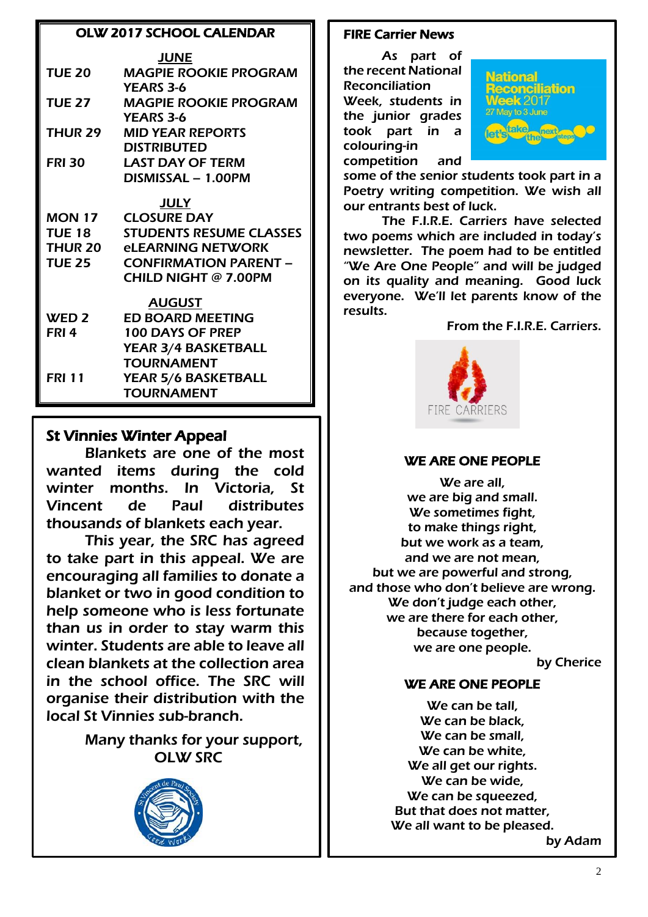## OLW 2017 SCHOOL CALENDAR

**JUNE**

| | |
|---|---|
| TUE 20 | MAGPIE ROOKIE PROGRAM YEARS 3-6 |
| TUE 27 | MAGPIE ROOKIE PROGRAM YEARS 3-6 |
| THUR 29 | MID YEAR REPORTS DISTRIBUTED |
| FRI 30 | LAST DAY OF TERM DISMISSAL – 1.00PM |

**JULY**

| | |
|---|---|
| MON 17 | CLOSURE DAY |
| TUE 18 | STUDENTS RESUME CLASSES |
| THUR 20 | eLEARNING NETWORK |
| TUE 25 | CONFIRMATION PARENT – CHILD NIGHT @ 7.00PM |

**AUGUST**

| | |
|---|---|
| WED 2 | ED BOARD MEETING |
| FRI 4 | 100 DAYS OF PREP YEAR 3/4 BASKETBALL TOURNAMENT |
| FRI 11 | YEAR 5/6 BASKETBALL TOURNAMENT |

## St Vinnies Winter Appeal

Blankets are one of the most wanted items during the cold winter months. In Victoria, St Vincent de Paul distributes thousands of blankets each year.

This year, the SRC has agreed to take part in this appeal. We are encouraging all families to donate a blanket or two in good condition to help someone who is less fortunate than us in order to stay warm this winter. Students are able to leave all clean blankets at the collection area in the school office. The SRC will organise their distribution with the local St Vinnies sub-branch.

Many thanks for your support,
OLW SRC

## FIRE Carrier News

As part of the recent National Reconciliation Week, students in the junior grades took part in a colouring-in competition and some of the senior students took part in a Poetry writing competition. We wish all our entrants best of luck.

The F.I.R.E. Carriers have selected two poems which are included in today's newsletter. The poem had to be entitled "We Are One People" and will be judged on its quality and meaning. Good luck everyone. We'll let parents know of the results.

From the F.I.R.E. Carriers.

### WE ARE ONE PEOPLE

We are all,
we are big and small.
We sometimes fight,
to make things right,
but we work as a team,
and we are not mean,
but we are powerful and strong,
and those who don't believe are wrong.
We don't judge each other,
we are there for each other,
because together,
we are one people.

by Cherice

### WE ARE ONE PEOPLE

We can be tall,
We can be black,
We can be small,
We can be white,
We all get our rights.
We can be wide,
We can be squeezed,
But that does not matter,
We all want to be pleased.

by Adam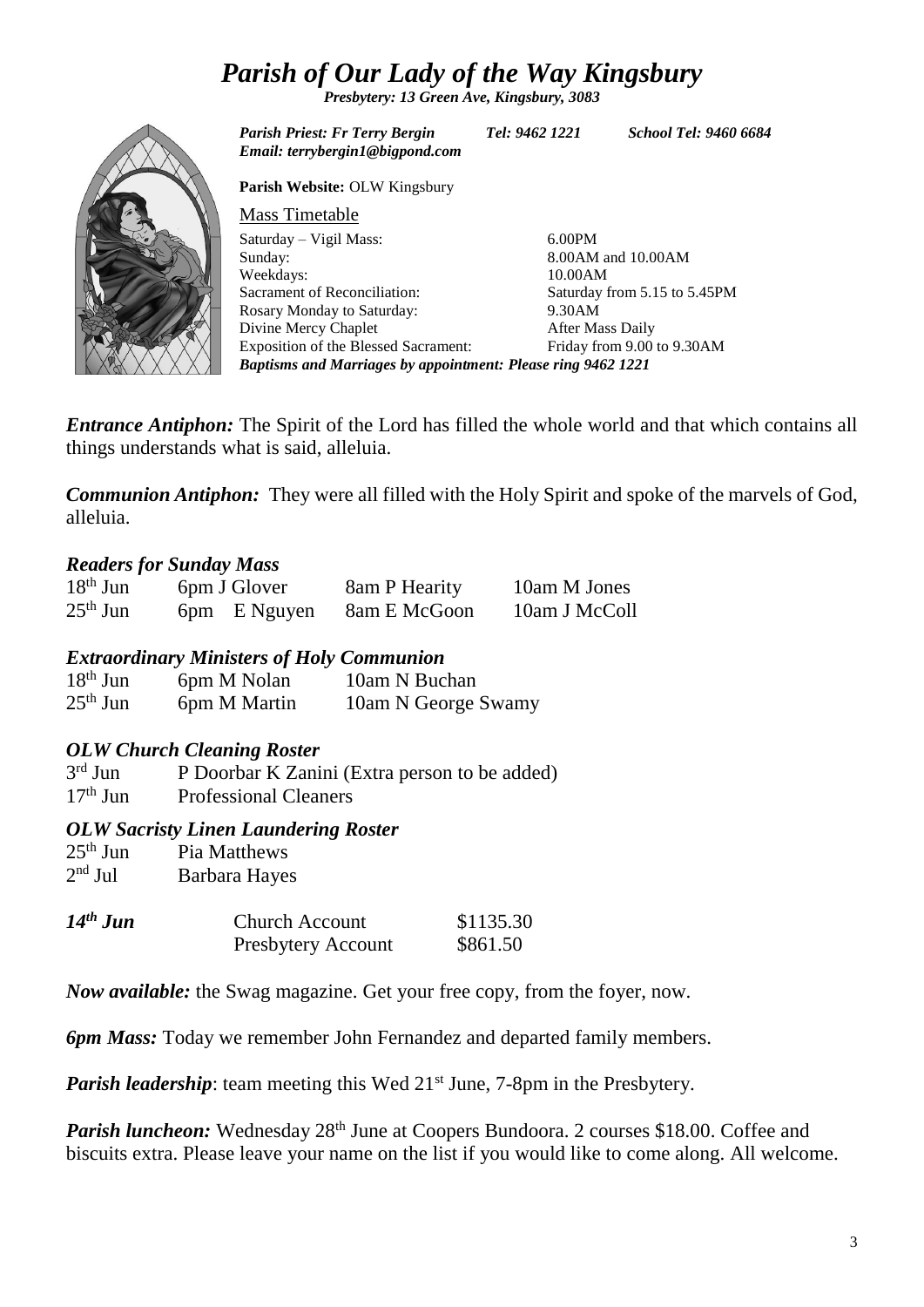# *Parish of Our Lady of the Way Kingsbury*

***Presbytery: 13 Green Ave, Kingsbury, 3083***

***Parish Priest: Fr Terry Bergin*** ***Tel: 9462 1221*** ***School Tel: 9460 6684***
***Email: terrybergin1@bigpond.com***

**Parish Website:** OLW Kingsbury

Mass Timetable

| | |
|---|---|
| Saturday – Vigil Mass: | 6.00PM |
| Sunday: | 8.00AM and 10.00AM |
| Weekdays: | 10.00AM |
| Sacrament of Reconciliation: | Saturday from 5.15 to 5.45PM |
| Rosary Monday to Saturday: | 9.30AM |
| Divine Mercy Chaplet | After Mass Daily |
| Exposition of the Blessed Sacrament: | Friday from 9.00 to 9.30AM |

***Baptisms and Marriages by appointment: Please ring 9462 1221***

***Entrance Antiphon:*** The Spirit of the Lord has filled the whole world and that which contains all things understands what is said, alleluia.

***Communion Antiphon:*** They were all filled with the Holy Spirit and spoke of the marvels of God, alleluia.

### *Readers for Sunday Mass*

| | | | |
|---|---|---|---|
| 18th Jun | 6pm J Glover | 8am P Hearity | 10am M Jones |
| 25th Jun | 6pm E Nguyen | 8am E McGoon | 10am J McColl |

### *Extraordinary Ministers of Holy Communion*

| | | |
|---|---|---|
| 18th Jun | 6pm M Nolan | 10am N Buchan |
| 25th Jun | 6pm M Martin | 10am N George Swamy |

### *OLW Church Cleaning Roster*

| | |
|---|---|
| 3rd Jun | P Doorbar K Zanini (Extra person to be added) |
| 17th Jun | Professional Cleaners |

### *OLW Sacristy Linen Laundering Roster*

| | |
|---|---|
| 25th Jun | Pia Matthews |
| 2nd Jul | Barbara Hayes |

| | | |
|---|---|---|
| ***14th Jun*** | Church Account | $1135.30 |
| | Presbytery Account | $861.50 |

***Now available:*** the Swag magazine. Get your free copy, from the foyer, now.

***6pm Mass:*** Today we remember John Fernandez and departed family members.

***Parish leadership***: team meeting this Wed 21st June, 7-8pm in the Presbytery.

***Parish luncheon:*** Wednesday 28th June at Coopers Bundoora. 2 courses $18.00. Coffee and biscuits extra. Please leave your name on the list if you would like to come along. All welcome.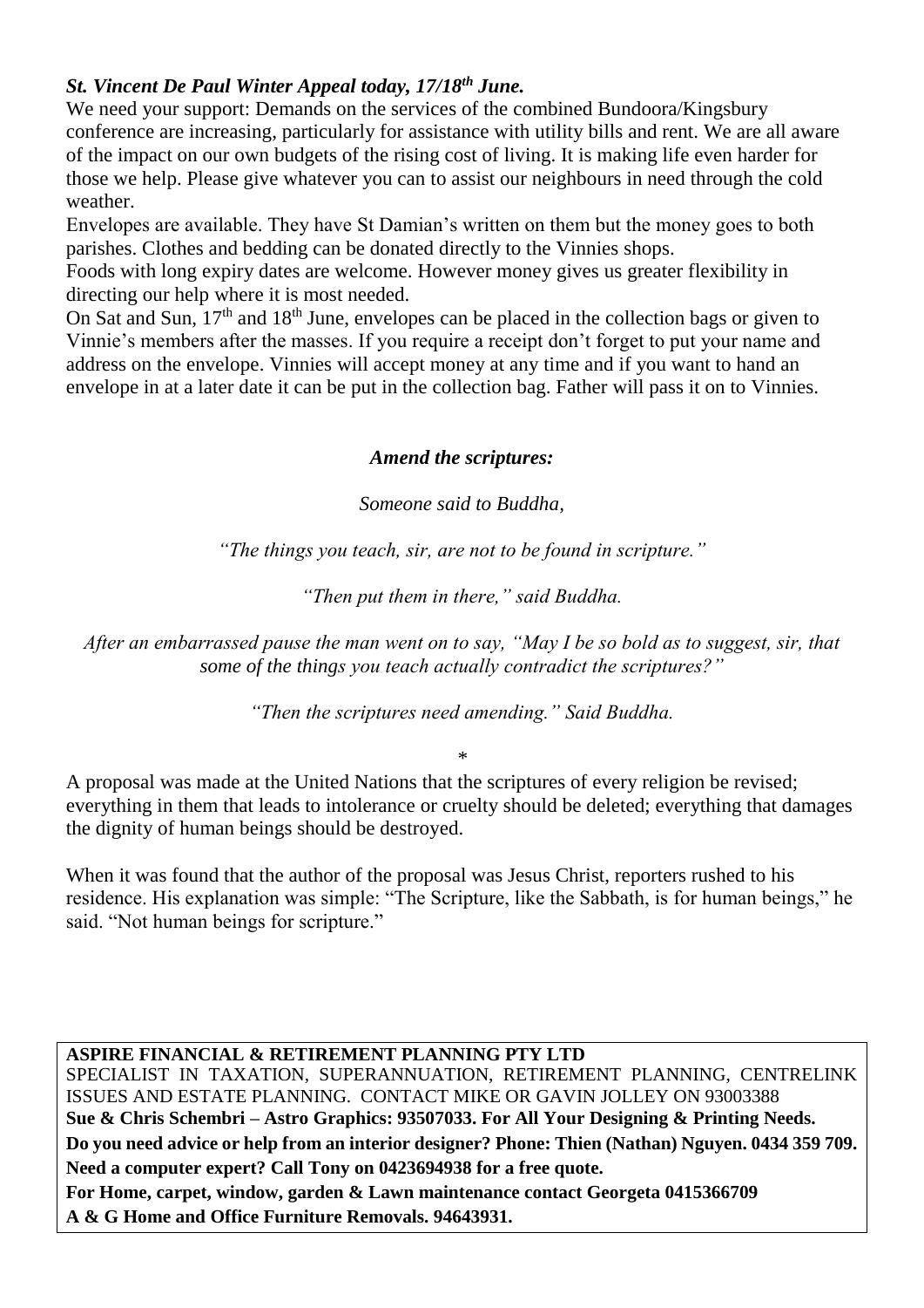### *St. Vincent De Paul Winter Appeal today, 17/18th June.*

We need your support: Demands on the services of the combined Bundoora/Kingsbury conference are increasing, particularly for assistance with utility bills and rent. We are all aware of the impact on our own budgets of the rising cost of living. It is making life even harder for those we help. Please give whatever you can to assist our neighbours in need through the cold weather.

Envelopes are available. They have St Damian's written on them but the money goes to both parishes. Clothes and bedding can be donated directly to the Vinnies shops.

Foods with long expiry dates are welcome. However money gives us greater flexibility in directing our help where it is most needed.

On Sat and Sun, 17th and 18th June, envelopes can be placed in the collection bags or given to Vinnie's members after the masses. If you require a receipt don't forget to put your name and address on the envelope. Vinnies will accept money at any time and if you want to hand an envelope in at a later date it can be put in the collection bag. Father will pass it on to Vinnies.

### *Amend the scriptures:*

*Someone said to Buddha,*

*"The things you teach, sir, are not to be found in scripture."*

*"Then put them in there," said Buddha.*

*After an embarrassed pause the man went on to say, "May I be so bold as to suggest, sir, that some of the things you teach actually contradict the scriptures?"*

*"Then the scriptures need amending." Said Buddha.*

\*

A proposal was made at the United Nations that the scriptures of every religion be revised; everything in them that leads to intolerance or cruelty should be deleted; everything that damages the dignity of human beings should be destroyed.

When it was found that the author of the proposal was Jesus Christ, reporters rushed to his residence. His explanation was simple: "The Scripture, like the Sabbath, is for human beings," he said. "Not human beings for scripture."

**ASPIRE FINANCIAL & RETIREMENT PLANNING PTY LTD**
SPECIALIST IN TAXATION, SUPERANNUATION, RETIREMENT PLANNING, CENTRELINK ISSUES AND ESTATE PLANNING. CONTACT MIKE OR GAVIN JOLLEY ON 93003388

**Sue & Chris Schembri – Astro Graphics: 93507033. For All Your Designing & Printing Needs.**

**Do you need advice or help from an interior designer? Phone: Thien (Nathan) Nguyen. 0434 359 709.**

**Need a computer expert? Call Tony on 0423694938 for a free quote.**

**For Home, carpet, window, garden & Lawn maintenance contact Georgeta 0415366709**

**A & G Home and Office Furniture Removals. 94643931.**